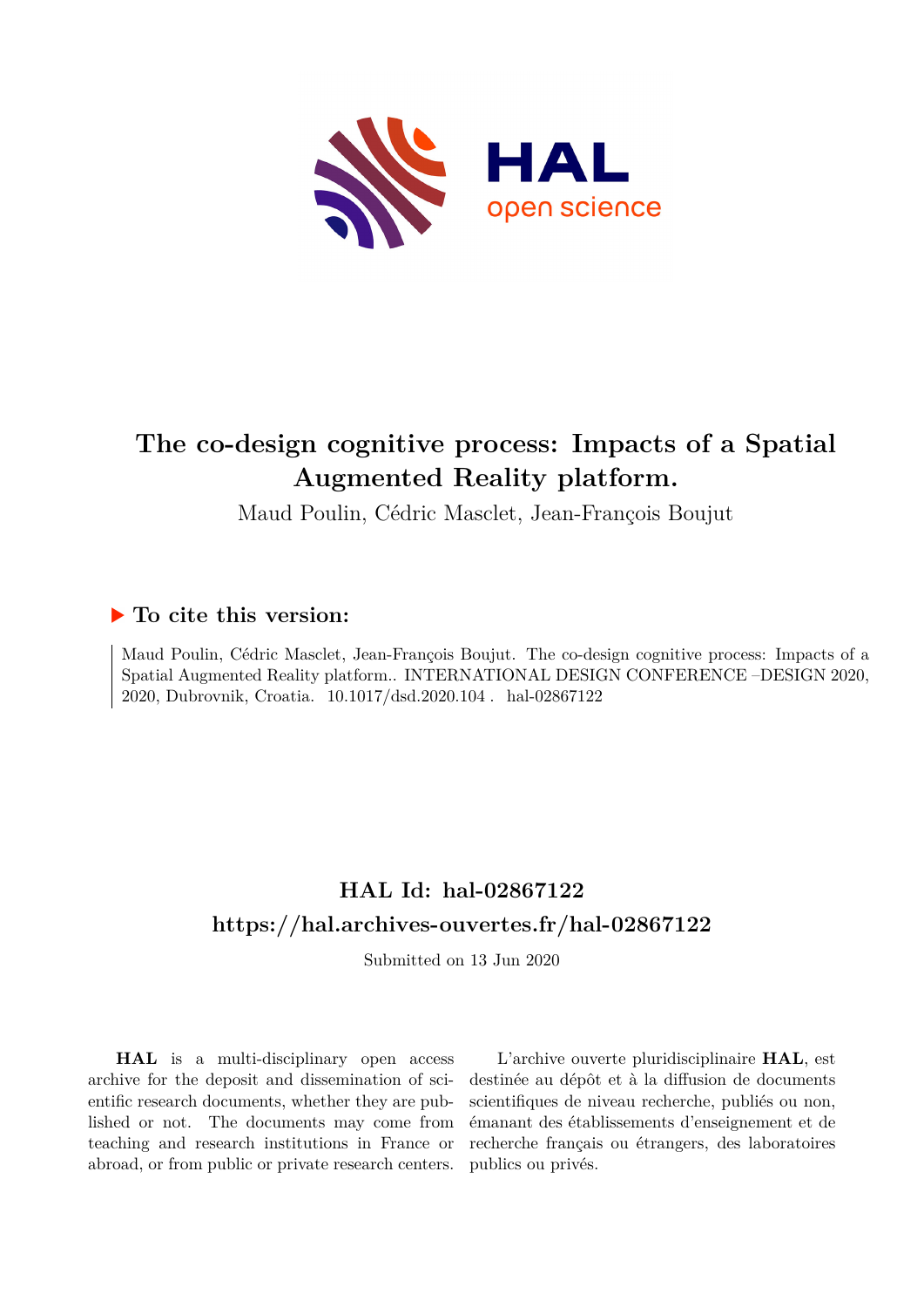# The co-design cognitive process: Impacts of a Spatial Augmented Reality platform.

Maud Poulin, Cédric Masclet, Jean-François Boujut

## ▶ To cite this version:

Maud Poulin, Cédric Masclet, Jean-François Boujut. The co-design cognitive process: Impacts of a Spatial Augmented Reality platform.. INTERNATIONAL DESIGN CONFERENCE –DESIGN 2020, 2020, Dubrovnik, Croatia. 10.1017/dsd.2020.104 . hal-02867122

## HAL Id: hal-02867122
## https://hal.archives-ouvertes.fr/hal-02867122

Submitted on 13 Jun 2020

**HAL** is a multi-disciplinary open access archive for the deposit and dissemination of scientific research documents, whether they are published or not. The documents may come from teaching and research institutions in France or abroad, or from public or private research centers.

L'archive ouverte pluridisciplinaire **HAL**, est destinée au dépôt et à la diffusion de documents scientifiques de niveau recherche, publiés ou non, émanant des établissements d'enseignement et de recherche français ou étrangers, des laboratoires publics ou privés.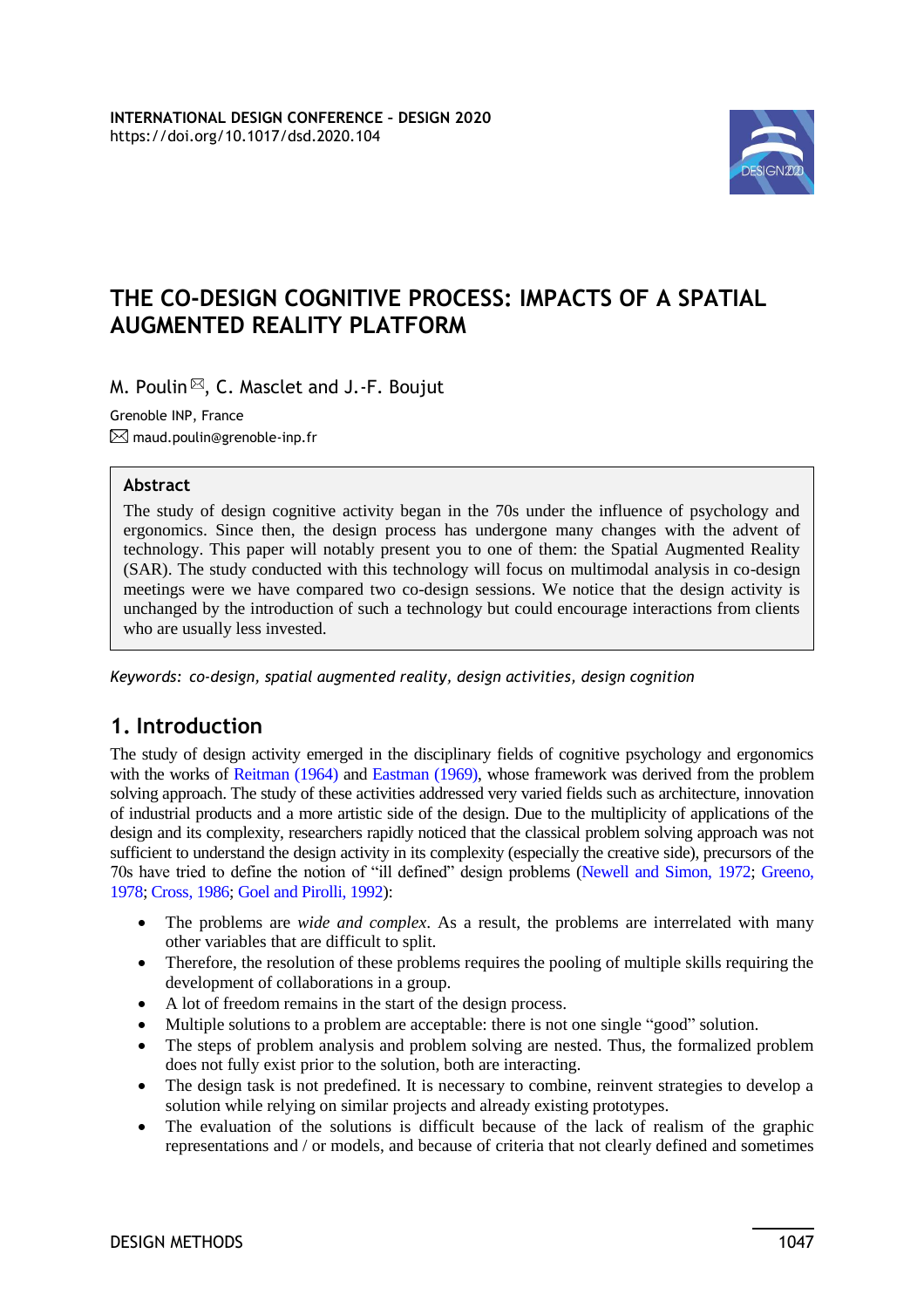# THE CO-DESIGN COGNITIVE PROCESS: IMPACTS OF A SPATIAL AUGMENTED REALITY PLATFORM

M. Poulin ✉, C. Masclet and J.-F. Boujut

Grenoble INP, France

✉ maud.poulin@grenoble-inp.fr

## Abstract

The study of design cognitive activity began in the 70s under the influence of psychology and ergonomics. Since then, the design process has undergone many changes with the advent of technology. This paper will notably present you to one of them: the Spatial Augmented Reality (SAR). The study conducted with this technology will focus on multimodal analysis in co-design meetings were we have compared two co-design sessions. We notice that the design activity is unchanged by the introduction of such a technology but could encourage interactions from clients who are usually less invested.

*Keywords: co-design, spatial augmented reality, design activities, design cognition*

## 1. Introduction

The study of design activity emerged in the disciplinary fields of cognitive psychology and ergonomics with the works of Reitman (1964) and Eastman (1969), whose framework was derived from the problem solving approach. The study of these activities addressed very varied fields such as architecture, innovation of industrial products and a more artistic side of the design. Due to the multiplicity of applications of the design and its complexity, researchers rapidly noticed that the classical problem solving approach was not sufficient to understand the design activity in its complexity (especially the creative side), precursors of the 70s have tried to define the notion of "ill defined" design problems (Newell and Simon, 1972; Greeno, 1978; Cross, 1986; Goel and Pirolli, 1992):

- The problems are *wide and complex*. As a result, the problems are interrelated with many other variables that are difficult to split.
- Therefore, the resolution of these problems requires the pooling of multiple skills requiring the development of collaborations in a group.
- A lot of freedom remains in the start of the design process.
- Multiple solutions to a problem are acceptable: there is not one single "good" solution.
- The steps of problem analysis and problem solving are nested. Thus, the formalized problem does not fully exist prior to the solution, both are interacting.
- The design task is not predefined. It is necessary to combine, reinvent strategies to develop a solution while relying on similar projects and already existing prototypes.
- The evaluation of the solutions is difficult because of the lack of realism of the graphic representations and / or models, and because of criteria that not clearly defined and sometimes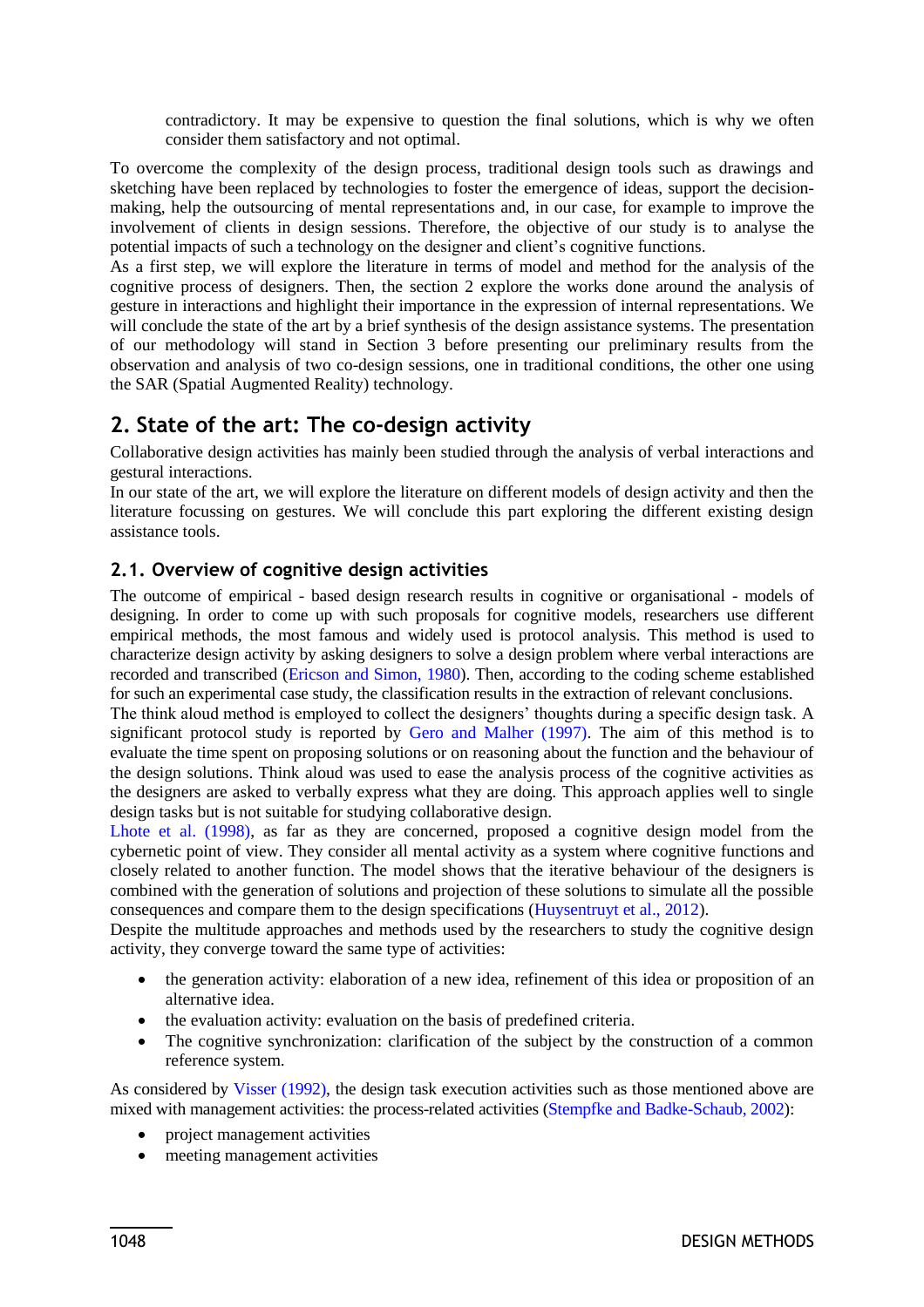contradictory. It may be expensive to question the final solutions, which is why we often consider them satisfactory and not optimal.

To overcome the complexity of the design process, traditional design tools such as drawings and sketching have been replaced by technologies to foster the emergence of ideas, support the decision-making, help the outsourcing of mental representations and, in our case, for example to improve the involvement of clients in design sessions. Therefore, the objective of our study is to analyse the potential impacts of such a technology on the designer and client's cognitive functions.

As a first step, we will explore the literature in terms of model and method for the analysis of the cognitive process of designers. Then, the section 2 explore the works done around the analysis of gesture in interactions and highlight their importance in the expression of internal representations. We will conclude the state of the art by a brief synthesis of the design assistance systems. The presentation of our methodology will stand in Section 3 before presenting our preliminary results from the observation and analysis of two co-design sessions, one in traditional conditions, the other one using the SAR (Spatial Augmented Reality) technology.

## 2. State of the art: The co-design activity

Collaborative design activities has mainly been studied through the analysis of verbal interactions and gestural interactions.

In our state of the art, we will explore the literature on different models of design activity and then the literature focussing on gestures. We will conclude this part exploring the different existing design assistance tools.

### 2.1. Overview of cognitive design activities

The outcome of empirical - based design research results in cognitive or organisational - models of designing. In order to come up with such proposals for cognitive models, researchers use different empirical methods, the most famous and widely used is protocol analysis. This method is used to characterize design activity by asking designers to solve a design problem where verbal interactions are recorded and transcribed (Ericson and Simon, 1980). Then, according to the coding scheme established for such an experimental case study, the classification results in the extraction of relevant conclusions.

The think aloud method is employed to collect the designers' thoughts during a specific design task. A significant protocol study is reported by Gero and Malher (1997). The aim of this method is to evaluate the time spent on proposing solutions or on reasoning about the function and the behaviour of the design solutions. Think aloud was used to ease the analysis process of the cognitive activities as the designers are asked to verbally express what they are doing. This approach applies well to single design tasks but is not suitable for studying collaborative design.

Lhote et al. (1998), as far as they are concerned, proposed a cognitive design model from the cybernetic point of view. They consider all mental activity as a system where cognitive functions and closely related to another function. The model shows that the iterative behaviour of the designers is combined with the generation of solutions and projection of these solutions to simulate all the possible consequences and compare them to the design specifications (Huysentruyt et al., 2012).

Despite the multitude approaches and methods used by the researchers to study the cognitive design activity, they converge toward the same type of activities:

- the generation activity: elaboration of a new idea, refinement of this idea or proposition of an alternative idea.
- the evaluation activity: evaluation on the basis of predefined criteria.
- The cognitive synchronization: clarification of the subject by the construction of a common reference system.

As considered by Visser (1992), the design task execution activities such as those mentioned above are mixed with management activities: the process-related activities (Stempfke and Badke-Schaub, 2002):

- project management activities
- meeting management activities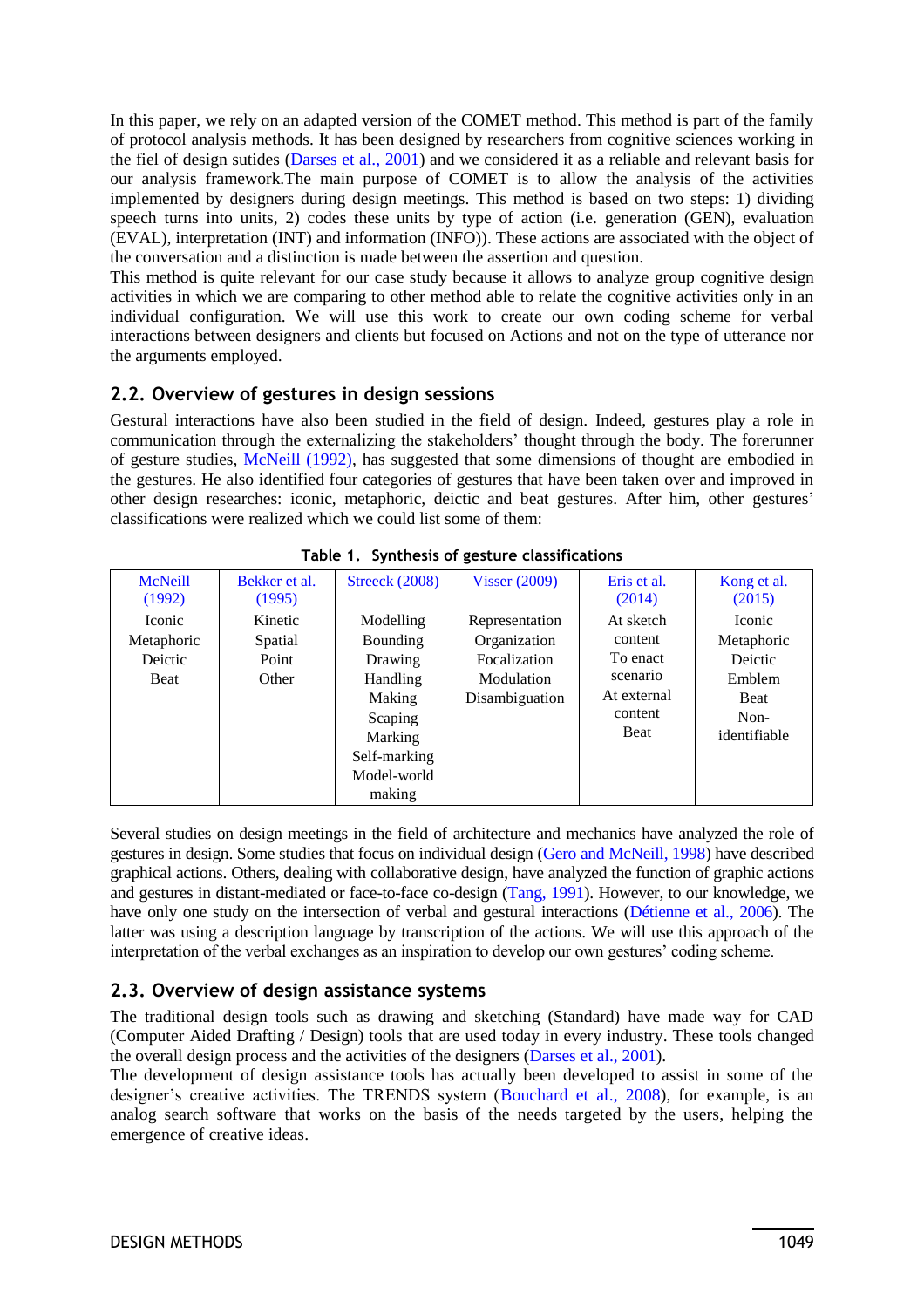In this paper, we rely on an adapted version of the COMET method. This method is part of the family of protocol analysis methods. It has been designed by researchers from cognitive sciences working in the fiel of design sutides (Darses et al., 2001) and we considered it as a reliable and relevant basis for our analysis framework.The main purpose of COMET is to allow the analysis of the activities implemented by designers during design meetings. This method is based on two steps: 1) dividing speech turns into units, 2) codes these units by type of action (i.e. generation (GEN), evaluation (EVAL), interpretation (INT) and information (INFO)). These actions are associated with the object of the conversation and a distinction is made between the assertion and question.

This method is quite relevant for our case study because it allows to analyze group cognitive design activities in which we are comparing to other method able to relate the cognitive activities only in an individual configuration. We will use this work to create our own coding scheme for verbal interactions between designers and clients but focused on Actions and not on the type of utterance nor the arguments employed.

## 2.2. Overview of gestures in design sessions

Gestural interactions have also been studied in the field of design. Indeed, gestures play a role in communication through the externalizing the stakeholders' thought through the body. The forerunner of gesture studies, McNeill (1992), has suggested that some dimensions of thought are embodied in the gestures. He also identified four categories of gestures that have been taken over and improved in other design researches: iconic, metaphoric, deictic and beat gestures. After him, other gestures' classifications were realized which we could list some of them:

**Table 1. Synthesis of gesture classifications**

| McNeill (1992) | Bekker et al. (1995) | Streeck (2008) | Visser (2009) | Eris et al. (2014) | Kong et al. (2015) |
|---|---|---|---|---|---|
| Iconic<br>Metaphoric<br>Deictic<br>Beat | Kinetic<br>Spatial<br>Point<br>Other | Modelling<br>Bounding<br>Drawing<br>Handling<br>Making<br>Scaping<br>Marking<br>Self-marking<br>Model-world making | Representation<br>Organization<br>Focalization<br>Modulation<br>Disambiguation | At sketch content<br>To enact scenario<br>At external content<br>Beat | Iconic<br>Metaphoric<br>Deictic<br>Emblem<br>Beat<br>Non-identifiable |

Several studies on design meetings in the field of architecture and mechanics have analyzed the role of gestures in design. Some studies that focus on individual design (Gero and McNeill, 1998) have described graphical actions. Others, dealing with collaborative design, have analyzed the function of graphic actions and gestures in distant-mediated or face-to-face co-design (Tang, 1991). However, to our knowledge, we have only one study on the intersection of verbal and gestural interactions (Détienne et al., 2006). The latter was using a description language by transcription of the actions. We will use this approach of the interpretation of the verbal exchanges as an inspiration to develop our own gestures' coding scheme.

## 2.3. Overview of design assistance systems

The traditional design tools such as drawing and sketching (Standard) have made way for CAD (Computer Aided Drafting / Design) tools that are used today in every industry. These tools changed the overall design process and the activities of the designers (Darses et al., 2001).

The development of design assistance tools has actually been developed to assist in some of the designer's creative activities. The TRENDS system (Bouchard et al., 2008), for example, is an analog search software that works on the basis of the needs targeted by the users, helping the emergence of creative ideas.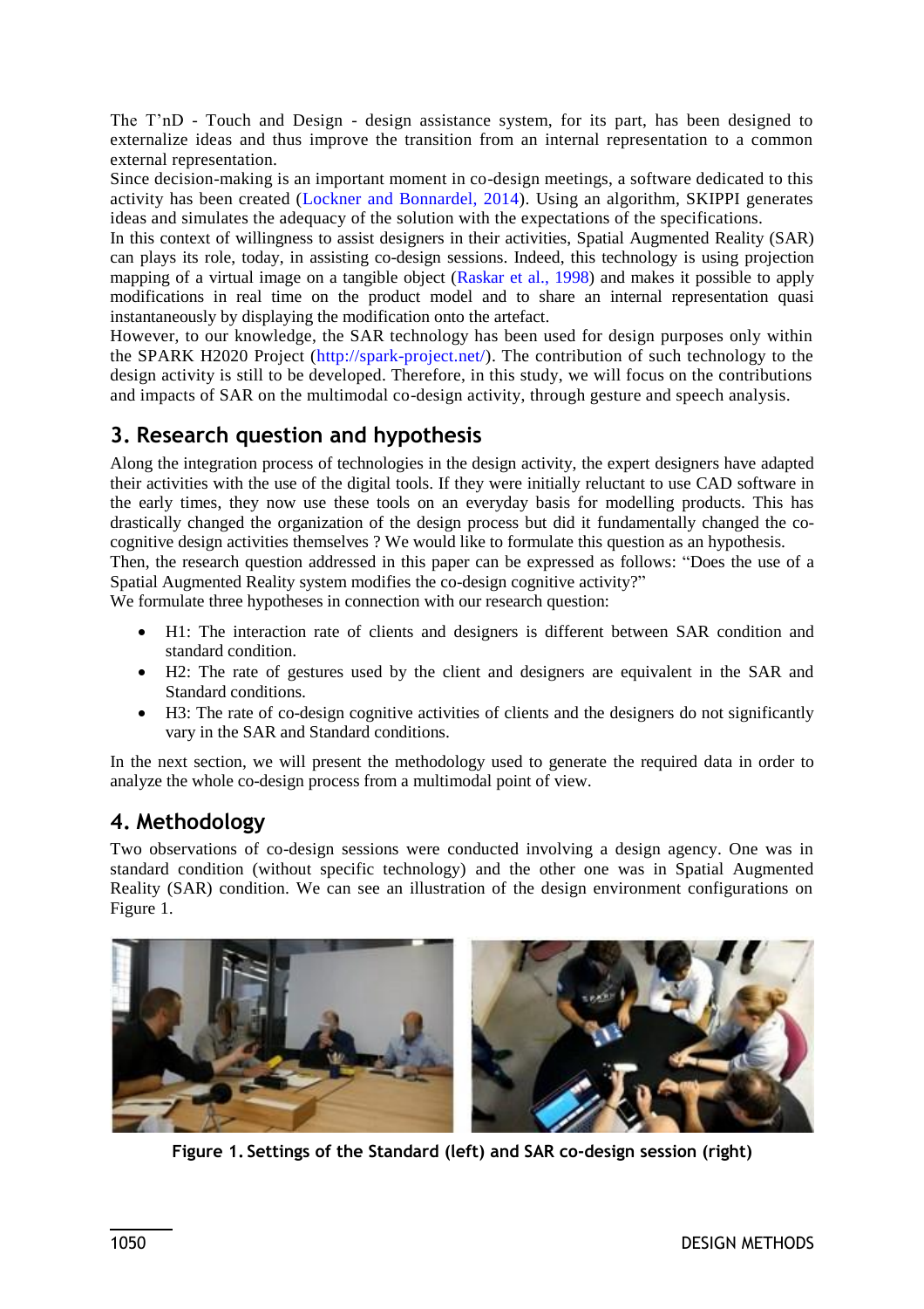The T'nD - Touch and Design - design assistance system, for its part, has been designed to externalize ideas and thus improve the transition from an internal representation to a common external representation.

Since decision-making is an important moment in co-design meetings, a software dedicated to this activity has been created (Lockner and Bonnardel, 2014). Using an algorithm, SKIPPI generates ideas and simulates the adequacy of the solution with the expectations of the specifications.

In this context of willingness to assist designers in their activities, Spatial Augmented Reality (SAR) can plays its role, today, in assisting co-design sessions. Indeed, this technology is using projection mapping of a virtual image on a tangible object (Raskar et al., 1998) and makes it possible to apply modifications in real time on the product model and to share an internal representation quasi instantaneously by displaying the modification onto the artefact.

However, to our knowledge, the SAR technology has been used for design purposes only within the SPARK H2020 Project (http://spark-project.net/). The contribution of such technology to the design activity is still to be developed. Therefore, in this study, we will focus on the contributions and impacts of SAR on the multimodal co-design activity, through gesture and speech analysis.

## 3. Research question and hypothesis

Along the integration process of technologies in the design activity, the expert designers have adapted their activities with the use of the digital tools. If they were initially reluctant to use CAD software in the early times, they now use these tools on an everyday basis for modelling products. This has drastically changed the organization of the design process but did it fundamentally changed the co-cognitive design activities themselves ? We would like to formulate this question as an hypothesis.

Then, the research question addressed in this paper can be expressed as follows: "Does the use of a Spatial Augmented Reality system modifies the co-design cognitive activity?"

We formulate three hypotheses in connection with our research question:

- H1: The interaction rate of clients and designers is different between SAR condition and standard condition.
- H2: The rate of gestures used by the client and designers are equivalent in the SAR and Standard conditions.
- H3: The rate of co-design cognitive activities of clients and the designers do not significantly vary in the SAR and Standard conditions.

In the next section, we will present the methodology used to generate the required data in order to analyze the whole co-design process from a multimodal point of view.

## 4. Methodology

Two observations of co-design sessions were conducted involving a design agency. One was in standard condition (without specific technology) and the other one was in Spatial Augmented Reality (SAR) condition. We can see an illustration of the design environment configurations on Figure 1.

**Figure 1. Settings of the Standard (left) and SAR co-design session (right)**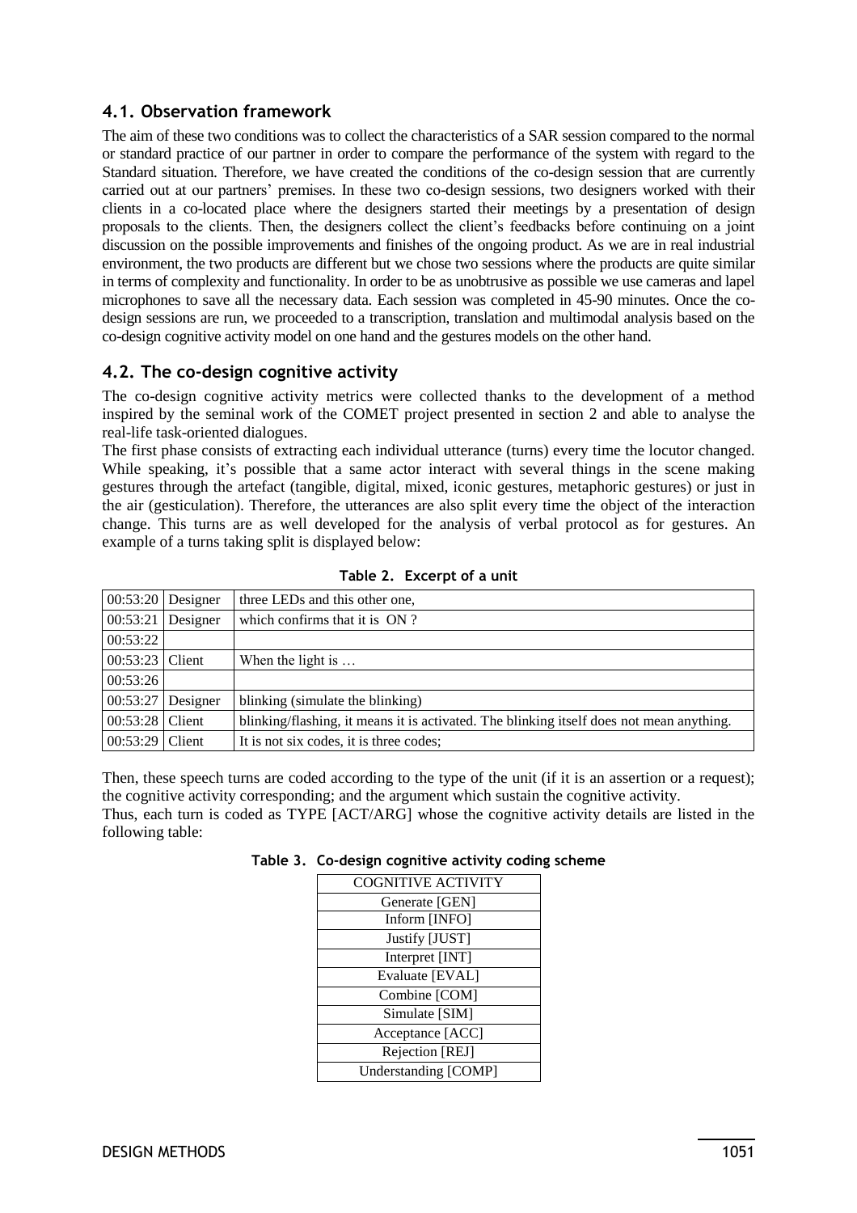## 4.1. Observation framework

The aim of these two conditions was to collect the characteristics of a SAR session compared to the normal or standard practice of our partner in order to compare the performance of the system with regard to the Standard situation. Therefore, we have created the conditions of the co-design session that are currently carried out at our partners' premises. In these two co-design sessions, two designers worked with their clients in a co-located place where the designers started their meetings by a presentation of design proposals to the clients. Then, the designers collect the client's feedbacks before continuing on a joint discussion on the possible improvements and finishes of the ongoing product. As we are in real industrial environment, the two products are different but we chose two sessions where the products are quite similar in terms of complexity and functionality. In order to be as unobtrusive as possible we use cameras and lapel microphones to save all the necessary data. Each session was completed in 45-90 minutes. Once the co-design sessions are run, we proceeded to a transcription, translation and multimodal analysis based on the co-design cognitive activity model on one hand and the gestures models on the other hand.

## 4.2. The co-design cognitive activity

The co-design cognitive activity metrics were collected thanks to the development of a method inspired by the seminal work of the COMET project presented in section 2 and able to analyse the real-life task-oriented dialogues.

The first phase consists of extracting each individual utterance (turns) every time the locutor changed. While speaking, it's possible that a same actor interact with several things in the scene making gestures through the artefact (tangible, digital, mixed, iconic gestures, metaphoric gestures) or just in the air (gesticulation). Therefore, the utterances are also split every time the object of the interaction change. This turns are as well developed for the analysis of verbal protocol as for gestures. An example of a turns taking split is displayed below:

**Table 2. Excerpt of a unit**

| | | |
|---|---|---|
| 00:53:20 | Designer | three LEDs and this other one, |
| 00:53:21 | Designer | which confirms that it is ON ? |
| 00:53:22 | | |
| 00:53:23 | Client | When the light is … |
| 00:53:26 | | |
| 00:53:27 | Designer | blinking (simulate the blinking) |
| 00:53:28 | Client | blinking/flashing, it means it is activated. The blinking itself does not mean anything. |
| 00:53:29 | Client | It is not six codes, it is three codes; |

Then, these speech turns are coded according to the type of the unit (if it is an assertion or a request); the cognitive activity corresponding; and the argument which sustain the cognitive activity.

Thus, each turn is coded as TYPE [ACT/ARG] whose the cognitive activity details are listed in the following table:

**Table 3. Co-design cognitive activity coding scheme**

| COGNITIVE ACTIVITY |
|---|
| Generate [GEN] |
| Inform [INFO] |
| Justify [JUST] |
| Interpret [INT] |
| Evaluate [EVAL] |
| Combine [COM] |
| Simulate [SIM] |
| Acceptance [ACC] |
| Rejection [REJ] |
| Understanding [COMP] |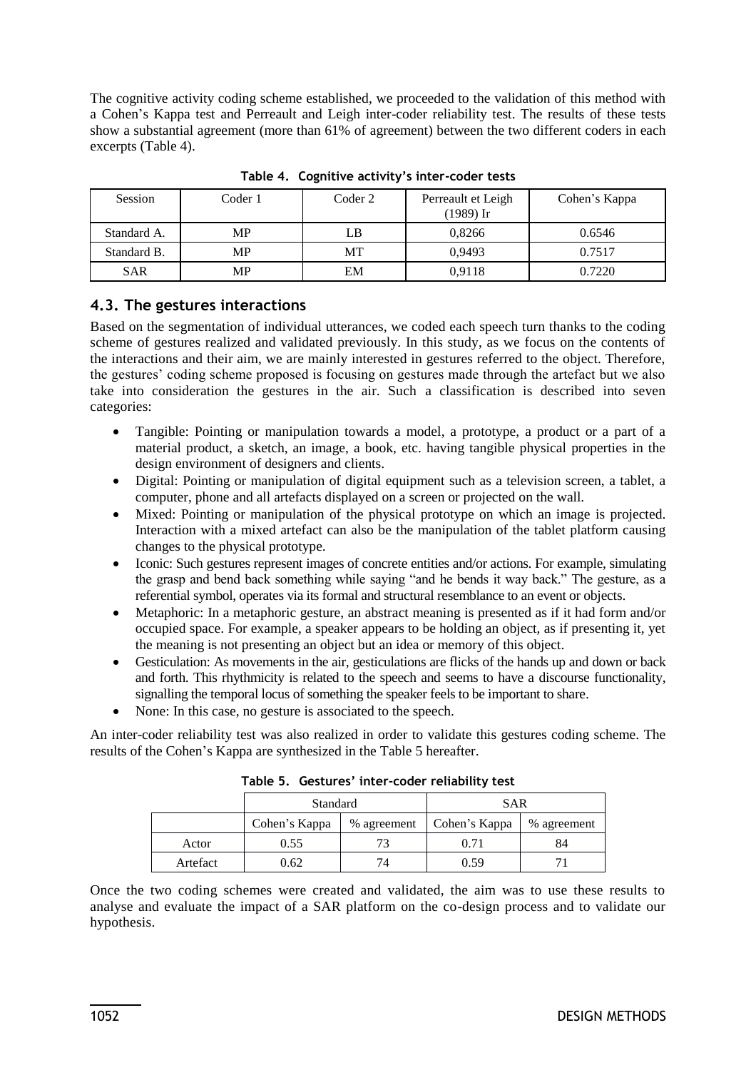The cognitive activity coding scheme established, we proceeded to the validation of this method with a Cohen's Kappa test and Perreault and Leigh inter-coder reliability test. The results of these tests show a substantial agreement (more than 61% of agreement) between the two different coders in each excerpts (Table 4).

**Table 4. Cognitive activity's inter-coder tests**

| Session | Coder 1 | Coder 2 | Perreault et Leigh (1989) Ir | Cohen's Kappa |
|---|---|---|---|---|
| Standard A. | MP | LB | 0,8266 | 0.6546 |
| Standard B. | MP | MT | 0,9493 | 0.7517 |
| SAR | MP | EM | 0,9118 | 0.7220 |

## 4.3. The gestures interactions

Based on the segmentation of individual utterances, we coded each speech turn thanks to the coding scheme of gestures realized and validated previously. In this study, as we focus on the contents of the interactions and their aim, we are mainly interested in gestures referred to the object. Therefore, the gestures' coding scheme proposed is focusing on gestures made through the artefact but we also take into consideration the gestures in the air. Such a classification is described into seven categories:

- Tangible: Pointing or manipulation towards a model, a prototype, a product or a part of a material product, a sketch, an image, a book, etc. having tangible physical properties in the design environment of designers and clients.
- Digital: Pointing or manipulation of digital equipment such as a television screen, a tablet, a computer, phone and all artefacts displayed on a screen or projected on the wall.
- Mixed: Pointing or manipulation of the physical prototype on which an image is projected. Interaction with a mixed artefact can also be the manipulation of the tablet platform causing changes to the physical prototype.
- Iconic: Such gestures represent images of concrete entities and/or actions. For example, simulating the grasp and bend back something while saying "and he bends it way back." The gesture, as a referential symbol, operates via its formal and structural resemblance to an event or objects.
- Metaphoric: In a metaphoric gesture, an abstract meaning is presented as if it had form and/or occupied space. For example, a speaker appears to be holding an object, as if presenting it, yet the meaning is not presenting an object but an idea or memory of this object.
- Gesticulation: As movements in the air, gesticulations are flicks of the hands up and down or back and forth. This rhythmicity is related to the speech and seems to have a discourse functionality, signalling the temporal locus of something the speaker feels to be important to share.
- None: In this case, no gesture is associated to the speech.

An inter-coder reliability test was also realized in order to validate this gestures coding scheme. The results of the Cohen's Kappa are synthesized in the Table 5 hereafter.

**Table 5. Gestures' inter-coder reliability test**

| | Standard | | SAR | |
|---|---|---|---|---|
| | Cohen's Kappa | % agreement | Cohen's Kappa | % agreement |
| Actor | 0.55 | 73 | 0.71 | 84 |
| Artefact | 0.62 | 74 | 0.59 | 71 |

Once the two coding schemes were created and validated, the aim was to use these results to analyse and evaluate the impact of a SAR platform on the co-design process and to validate our hypothesis.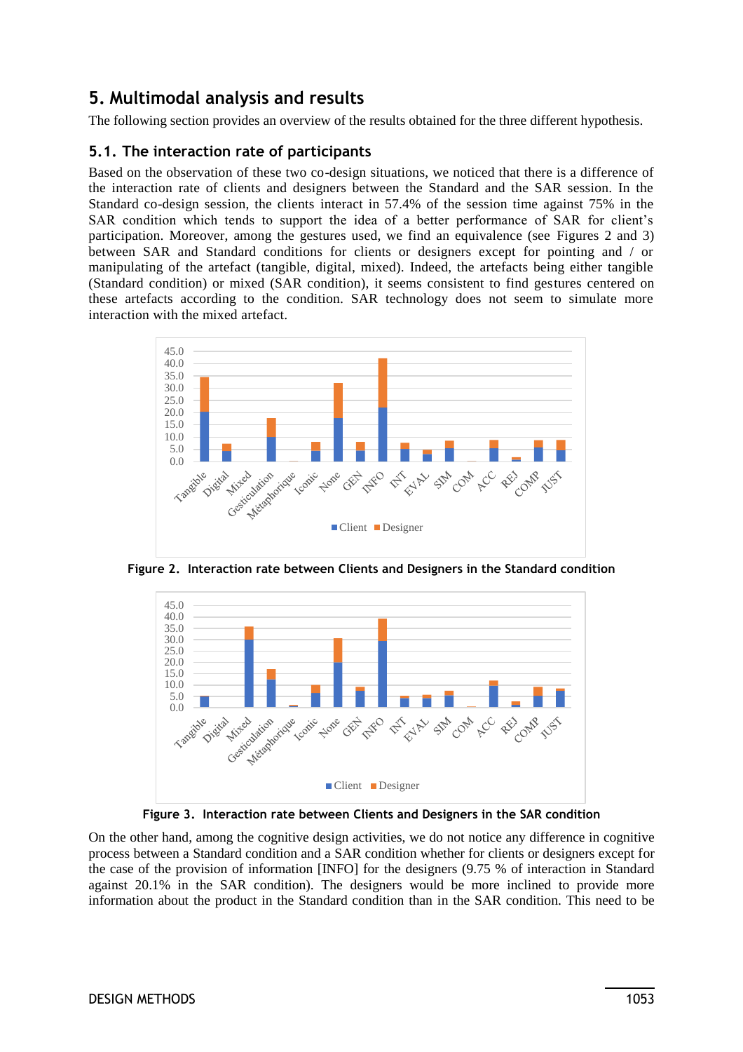## 5. Multimodal analysis and results

The following section provides an overview of the results obtained for the three different hypothesis.

### 5.1. The interaction rate of participants

Based on the observation of these two co-design situations, we noticed that there is a difference of the interaction rate of clients and designers between the Standard and the SAR session. In the Standard co-design session, the clients interact in 57.4% of the session time against 75% in the SAR condition which tends to support the idea of a better performance of SAR for client's participation. Moreover, among the gestures used, we find an equivalence (see Figures 2 and 3) between SAR and Standard conditions for clients or designers except for pointing and / or manipulating of the artefact (tangible, digital, mixed). Indeed, the artefacts being either tangible (Standard condition) or mixed (SAR condition), it seems consistent to find gestures centered on these artefacts according to the condition. SAR technology does not seem to simulate more interaction with the mixed artefact.

**Figure 2. Interaction rate between Clients and Designers in the Standard condition**

**Figure 3. Interaction rate between Clients and Designers in the SAR condition**

On the other hand, among the cognitive design activities, we do not notice any difference in cognitive process between a Standard condition and a SAR condition whether for clients or designers except for the case of the provision of information [INFO] for the designers (9.75 % of interaction in Standard against 20.1% in the SAR condition). The designers would be more inclined to provide more information about the product in the Standard condition than in the SAR condition. This need to be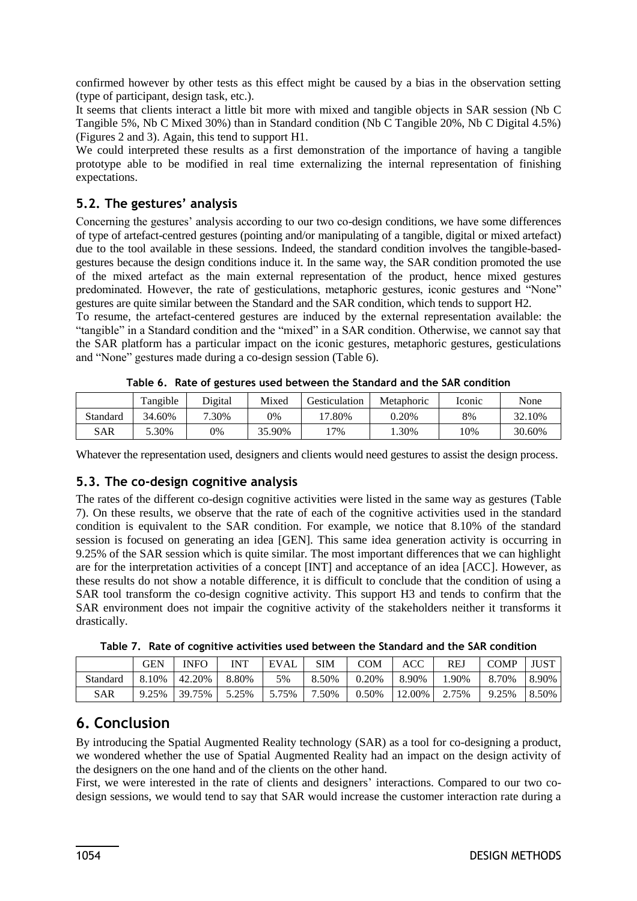confirmed however by other tests as this effect might be caused by a bias in the observation setting (type of participant, design task, etc.).

It seems that clients interact a little bit more with mixed and tangible objects in SAR session (Nb C Tangible 5%, Nb C Mixed 30%) than in Standard condition (Nb C Tangible 20%, Nb C Digital 4.5%) (Figures 2 and 3). Again, this tend to support H1.

We could interpreted these results as a first demonstration of the importance of having a tangible prototype able to be modified in real time externalizing the internal representation of finishing expectations.

## 5.2. The gestures' analysis

Concerning the gestures' analysis according to our two co-design conditions, we have some differences of type of artefact-centred gestures (pointing and/or manipulating of a tangible, digital or mixed artefact) due to the tool available in these sessions. Indeed, the standard condition involves the tangible-based-gestures because the design conditions induce it. In the same way, the SAR condition promoted the use of the mixed artefact as the main external representation of the product, hence mixed gestures predominated. However, the rate of gesticulations, metaphoric gestures, iconic gestures and "None" gestures are quite similar between the Standard and the SAR condition, which tends to support H2.

To resume, the artefact-centered gestures are induced by the external representation available: the "tangible" in a Standard condition and the "mixed" in a SAR condition. Otherwise, we cannot say that the SAR platform has a particular impact on the iconic gestures, metaphoric gestures, gesticulations and "None" gestures made during a co-design session (Table 6).

**Table 6. Rate of gestures used between the Standard and the SAR condition**

| | Tangible | Digital | Mixed | Gesticulation | Metaphoric | Iconic | None |
|---|---|---|---|---|---|---|---|
| Standard | 34.60% | 7.30% | 0% | 17.80% | 0.20% | 8% | 32.10% |
| SAR | 5.30% | 0% | 35.90% | 17% | 1.30% | 10% | 30.60% |

Whatever the representation used, designers and clients would need gestures to assist the design process.

## 5.3. The co-design cognitive analysis

The rates of the different co-design cognitive activities were listed in the same way as gestures (Table 7). On these results, we observe that the rate of each of the cognitive activities used in the standard condition is equivalent to the SAR condition. For example, we notice that 8.10% of the standard session is focused on generating an idea [GEN]. This same idea generation activity is occurring in 9.25% of the SAR session which is quite similar. The most important differences that we can highlight are for the interpretation activities of a concept [INT] and acceptance of an idea [ACC]. However, as these results do not show a notable difference, it is difficult to conclude that the condition of using a SAR tool transform the co-design cognitive activity. This support H3 and tends to confirm that the SAR environment does not impair the cognitive activity of the stakeholders neither it transforms it drastically.

**Table 7. Rate of cognitive activities used between the Standard and the SAR condition**

| | GEN | INFO | INT | EVAL | SIM | COM | ACC | REJ | COMP | JUST |
|---|---|---|---|---|---|---|---|---|---|---|
| Standard | 8.10% | 42.20% | 8.80% | 5% | 8.50% | 0.20% | 8.90% | 1.90% | 8.70% | 8.90% |
| SAR | 9.25% | 39.75% | 5.25% | 5.75% | 7.50% | 0.50% | 12.00% | 2.75% | 9.25% | 8.50% |

# 6. Conclusion

By introducing the Spatial Augmented Reality technology (SAR) as a tool for co-designing a product, we wondered whether the use of Spatial Augmented Reality had an impact on the design activity of the designers on the one hand and of the clients on the other hand.

First, we were interested in the rate of clients and designers' interactions. Compared to our two co-design sessions, we would tend to say that SAR would increase the customer interaction rate during a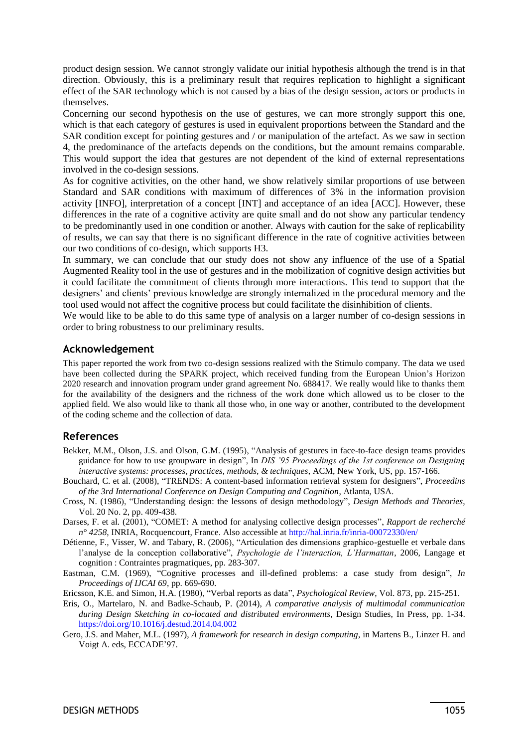product design session. We cannot strongly validate our initial hypothesis although the trend is in that direction. Obviously, this is a preliminary result that requires replication to highlight a significant effect of the SAR technology which is not caused by a bias of the design session, actors or products in themselves.

Concerning our second hypothesis on the use of gestures, we can more strongly support this one, which is that each category of gestures is used in equivalent proportions between the Standard and the SAR condition except for pointing gestures and / or manipulation of the artefact. As we saw in section 4, the predominance of the artefacts depends on the conditions, but the amount remains comparable. This would support the idea that gestures are not dependent of the kind of external representations involved in the co-design sessions.

As for cognitive activities, on the other hand, we show relatively similar proportions of use between Standard and SAR conditions with maximum of differences of 3% in the information provision activity [INFO], interpretation of a concept [INT] and acceptance of an idea [ACC]. However, these differences in the rate of a cognitive activity are quite small and do not show any particular tendency to be predominantly used in one condition or another. Always with caution for the sake of replicability of results, we can say that there is no significant difference in the rate of cognitive activities between our two conditions of co-design, which supports H3.

In summary, we can conclude that our study does not show any influence of the use of a Spatial Augmented Reality tool in the use of gestures and in the mobilization of cognitive design activities but it could facilitate the commitment of clients through more interactions. This tend to support that the designers' and clients' previous knowledge are strongly internalized in the procedural memory and the tool used would not affect the cognitive process but could facilitate the disinhibition of clients.

We would like to be able to do this same type of analysis on a larger number of co-design sessions in order to bring robustness to our preliminary results.

## Acknowledgement

This paper reported the work from two co-design sessions realized with the Stimulo company. The data we used have been collected during the SPARK project, which received funding from the European Union's Horizon 2020 research and innovation program under grand agreement No. 688417. We really would like to thanks them for the availability of the designers and the richness of the work done which allowed us to be closer to the applied field. We also would like to thank all those who, in one way or another, contributed to the development of the coding scheme and the collection of data.

## References

Bekker, M.M., Olson, J.S. and Olson, G.M. (1995), "Analysis of gestures in face-to-face design teams provides guidance for how to use groupware in design", In *DIS '95 Proceedings of the 1st conference on Designing interactive systems: processes, practices, methods, & techniques*, ACM, New York, US, pp. 157-166.

Bouchard, C. et al. (2008), "TRENDS: A content-based information retrieval system for designers", *Proceedins of the 3rd International Conference on Design Computing and Cognition*, Atlanta, USA.

Cross, N. (1986), "Understanding design: the lessons of design methodology", *Design Methods and Theories*, Vol. 20 No. 2, pp. 409-438.

Darses, F. et al. (2001), "COMET: A method for analysing collective design processes", *Rapport de recherché n° 4258*, INRIA, Rocquencourt, France. Also accessible at http://hal.inria.fr/inria-00072330/en/

Détienne, F., Visser, W. and Tabary, R. (2006), "Articulation des dimensions graphico-gestuelle et verbale dans l'analyse de la conception collaborative", *Psychologie de l'interaction, L'Harmattan*, 2006, Langage et cognition : Contraintes pragmatiques, pp. 283-307.

Eastman, C.M. (1969), "Cognitive processes and ill-defined problems: a case study from design", *In Proceedings of IJCAI 69*, pp. 669-690.

Ericsson, K.E. and Simon, H.A. (1980), "Verbal reports as data", *Psychological Review*, Vol. 873, pp. 215-251.

Eris, O., Martelaro, N. and Badke-Schaub, P. (2014), *A comparative analysis of multimodal communication during Design Sketching in co-located and distributed environments*, Design Studies, In Press, pp. 1-34. https://doi.org/10.1016/j.destud.2014.04.002

Gero, J.S. and Maher, M.L. (1997), *A framework for research in design computing*, in Martens B., Linzer H. and Voigt A. eds, ECCADE'97.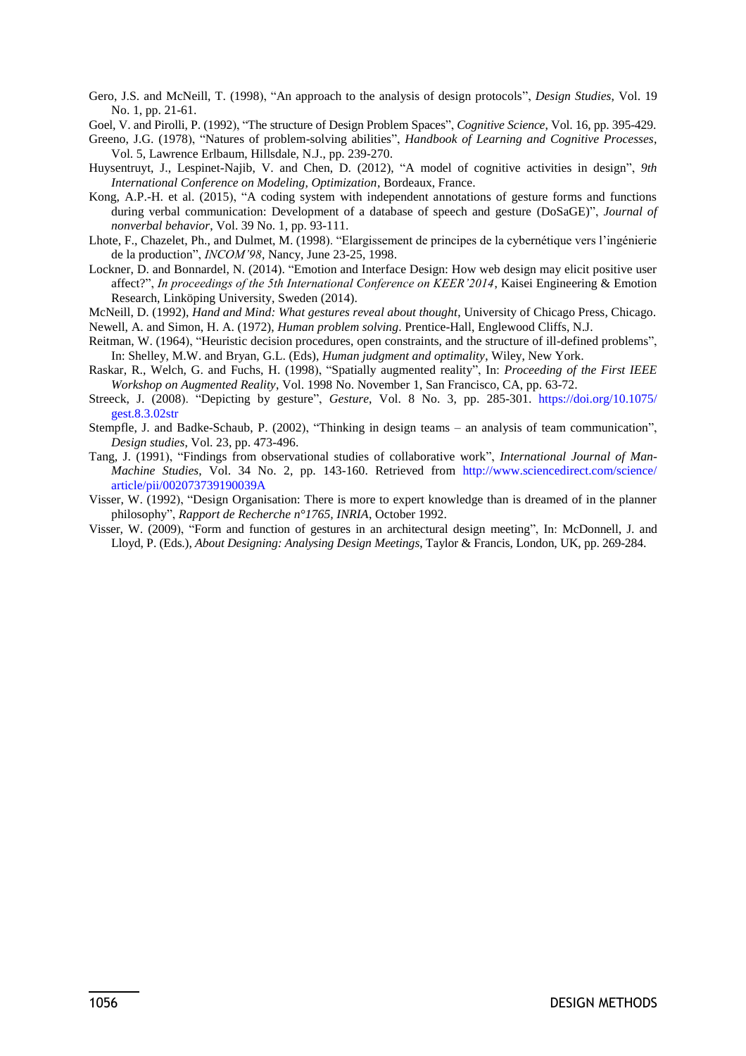Gero, J.S. and McNeill, T. (1998), "An approach to the analysis of design protocols", *Design Studies*, Vol. 19 No. 1, pp. 21-61.

Goel, V. and Pirolli, P. (1992), "The structure of Design Problem Spaces", *Cognitive Science*, Vol. 16, pp. 395-429.

Greeno, J.G. (1978), "Natures of problem-solving abilities", *Handbook of Learning and Cognitive Processes*, Vol. 5, Lawrence Erlbaum, Hillsdale, N.J., pp. 239-270.

Huysentruyt, J., Lespinet-Najib, V. and Chen, D. (2012), "A model of cognitive activities in design", *9th International Conference on Modeling, Optimization*, Bordeaux, France.

Kong, A.P.-H. et al. (2015), "A coding system with independent annotations of gesture forms and functions during verbal communication: Development of a database of speech and gesture (DoSaGE)", *Journal of nonverbal behavior*, Vol. 39 No. 1, pp. 93-111.

Lhote, F., Chazelet, Ph., and Dulmet, M. (1998). "Elargissement de principes de la cybernétique vers l'ingénierie de la production", *INCOM'98*, Nancy, June 23-25, 1998.

Lockner, D. and Bonnardel, N. (2014). "Emotion and Interface Design: How web design may elicit positive user affect?", *In proceedings of the 5th International Conference on KEER'2014*, Kaisei Engineering & Emotion Research, Linköping University, Sweden (2014).

McNeill, D. (1992), *Hand and Mind: What gestures reveal about thought*, University of Chicago Press, Chicago.

Newell, A. and Simon, H. A. (1972), *Human problem solving*. Prentice-Hall, Englewood Cliffs, N.J.

Reitman, W. (1964), "Heuristic decision procedures, open constraints, and the structure of ill-defined problems", In: Shelley, M.W. and Bryan, G.L. (Eds), *Human judgment and optimality*, Wiley, New York.

Raskar, R., Welch, G. and Fuchs, H. (1998), "Spatially augmented reality", In: *Proceeding of the First IEEE Workshop on Augmented Reality*, Vol. 1998 No. November 1, San Francisco, CA, pp. 63-72.

Streeck, J. (2008). "Depicting by gesture", *Gesture*, Vol. 8 No. 3, pp. 285-301. https://doi.org/10.1075/gest.8.3.02str

Stempfle, J. and Badke-Schaub, P. (2002), "Thinking in design teams – an analysis of team communication", *Design studies*, Vol. 23, pp. 473-496.

Tang, J. (1991), "Findings from observational studies of collaborative work", *International Journal of Man-Machine Studies*, Vol. 34 No. 2, pp. 143-160. Retrieved from http://www.sciencedirect.com/science/article/pii/002073739190039A

Visser, W. (1992), "Design Organisation: There is more to expert knowledge than is dreamed of in the planner philosophy", *Rapport de Recherche n°1765, INRIA*, October 1992.

Visser, W. (2009), "Form and function of gestures in an architectural design meeting", In: McDonnell, J. and Lloyd, P. (Eds.), *About Designing: Analysing Design Meetings*, Taylor & Francis, London, UK, pp. 269-284.